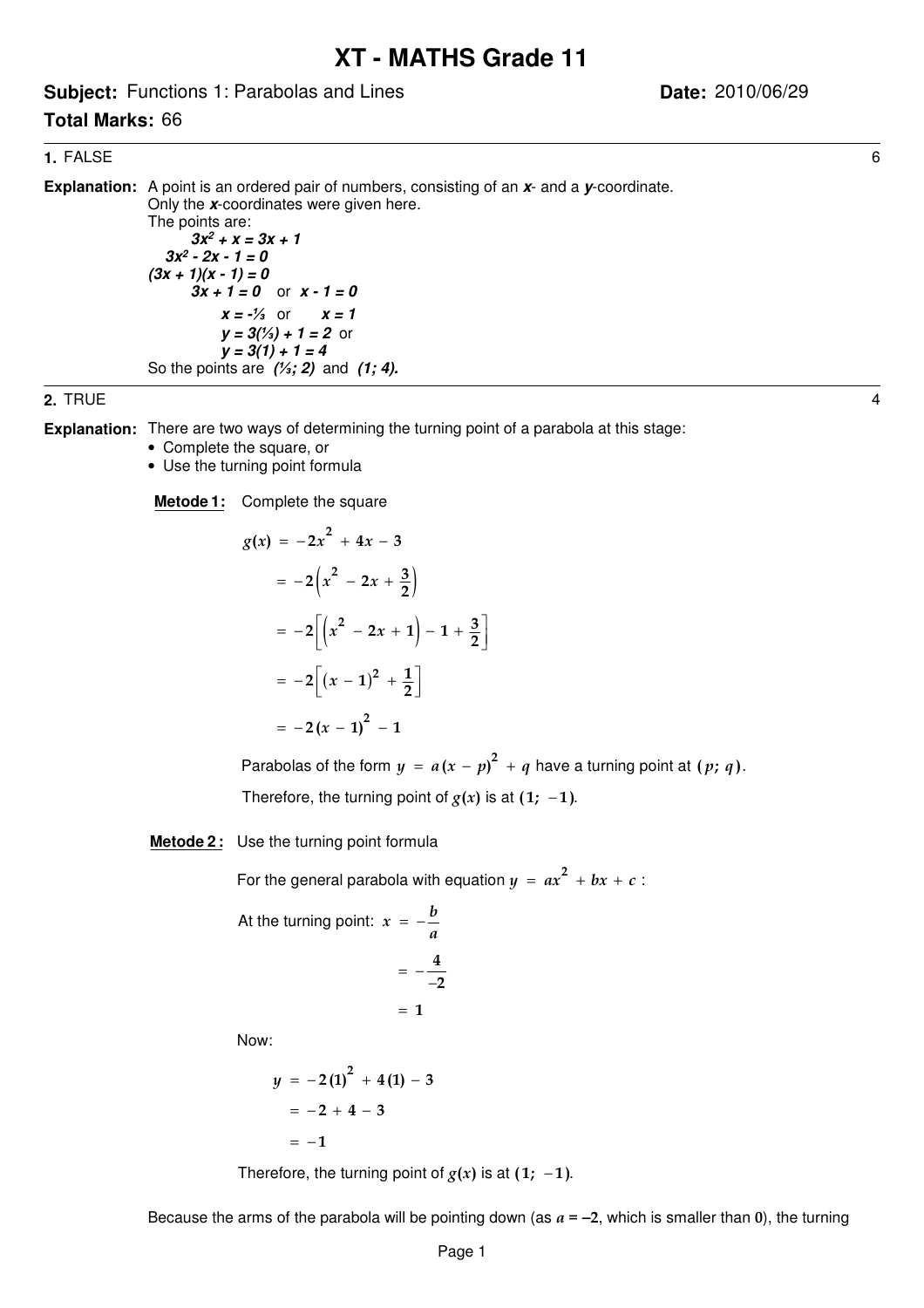# XT - MATHS Grade 11

**Subject:** Functions 1: Parabolas and Lines **Date:** 2010/06/29

**Total Marks:** 66

---

**1.** FALSE 6

**Explanation:** A point is an ordered pair of numbers, consisting of an ***x***- and a ***y***-coordinate.
Only the ***x***-coordinates were given here.
The points are:

$$3x^2 + x = 3x + 1$$
$$3x^2 - 2x - 1 = 0$$
$$(3x + 1)(x - 1) = 0$$
$$3x + 1 = 0 \text{ or } x - 1 = 0$$
$$x = -⅓ \text{ or } x = 1$$
$$y = 3(⅓) + 1 = 2 \text{ or}$$
$$y = 3(1) + 1 = 4$$

So the points are ***(⅓; 2)*** and ***(1; 4).***

---

**2.** TRUE 4

**Explanation:** There are two ways of determining the turning point of a parabola at this stage:

- Complete the square, or
- Use the turning point formula

**Metode 1:** Complete the square

$$g(x) = -2x^2 + 4x - 3$$
$$= -2\left(x^2 - 2x + \frac{3}{2}\right)$$
$$= -2\left[\left(x^2 - 2x + 1\right) - 1 + \frac{3}{2}\right]$$
$$= -2\left[(x - 1)^2 + \frac{1}{2}\right]$$
$$= -2(x - 1)^2 - 1$$

Parabolas of the form $y = a(x - p)^2 + q$ have a turning point at $(p;\ q)$.

Therefore, the turning point of $g(x)$ is at $(1;\ -1)$.

**Metode 2 :** Use the turning point formula

For the general parabola with equation $y = ax^2 + bx + c$ :

At the turning point: $x = -\frac{b}{a}$

$$= -\frac{4}{-2}$$
$$= 1$$

Now:

$$y = -2(1)^2 + 4(1) - 3$$
$$= -2 + 4 - 3$$
$$= -1$$

Therefore, the turning point of $g(x)$ is at $(1;\ -1)$.

Because the arms of the parabola will be pointing down (as $a = -2$, which is smaller than $0$), the turning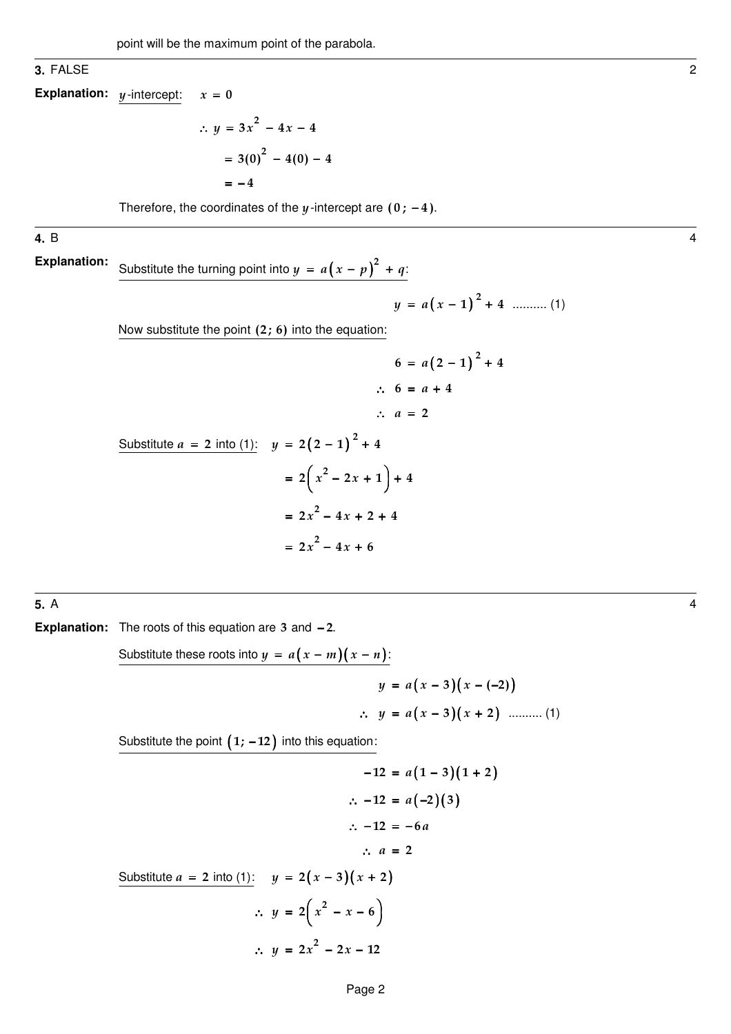point will be the maximum point of the parabola.

**3.** FALSE 2

**Explanation:** $y$-intercept: $x = 0$

$$\therefore\ y = 3x^2 - 4x - 4$$

$$= 3(0)^2 - 4(0) - 4$$

$$= -4$$

Therefore, the coordinates of the $y$-intercept are $(0\ ;\ -4)$.

**4.** B 4

**Explanation:** Substitute the turning point into $y = a(x - p)^2 + q$:

$$y = a(x - 1)^2 + 4 \quad \text{.......... (1)}$$

Now substitute the point $(2; 6)$ into the equation:

$$6 = a(2 - 1)^2 + 4$$

$$\therefore\ 6 = a + 4$$

$$\therefore\ a = 2$$

Substitute $a = 2$ into (1): $y = 2(2 - 1)^2 + 4$

$$= 2\left(x^2 - 2x + 1\right) + 4$$

$$= 2x^2 - 4x + 2 + 4$$

$$= 2x^2 - 4x + 6$$

**5.** A 4

**Explanation:** The roots of this equation are $3$ and $-2$.

Substitute these roots into $y = a(x - m)(x - n)$:

$$y = a(x - 3)(x - (-2))$$

$$\therefore\ y = a(x - 3)(x + 2) \quad \text{.......... (1)}$$

Substitute the point $(1; -12)$ into this equation:

$$-12 = a(1 - 3)(1 + 2)$$

$$\therefore\ -12 = a(-2)(3)$$

$$\therefore\ -12 = -6a$$

$$\therefore\ a = 2$$

Substitute $a = 2$ into (1): $y = 2(x - 3)(x + 2)$

$$\therefore\ y = 2\left(x^2 - x - 6\right)$$

$$\therefore\ y = 2x^2 - 2x - 12$$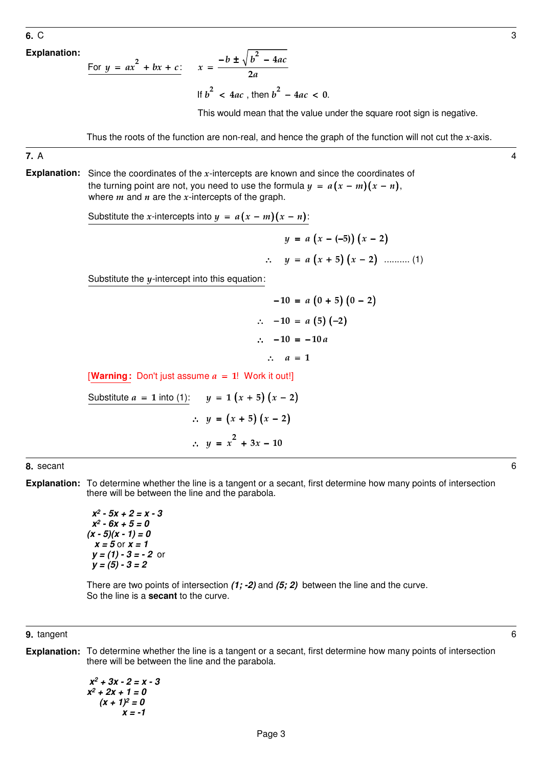**6.** C 3

**Explanation:**

For $y = ax^2 + bx + c$: $x = \dfrac{-b \pm \sqrt{b^2 - 4ac}}{2a}$

If $b^2 < 4ac$, then $b^2 - 4ac < 0$.

This would mean that the value under the square root sign is negative.

Thus the roots of the function are non-real, and hence the graph of the function will not cut the $x$-axis.

---

**7.** A 4

**Explanation:** Since the coordinates of the $x$-intercepts are known and since the coordinates of the turning point are not, you need to use the formula $y = a(x - m)(x - n)$, where $m$ and $n$ are the $x$-intercepts of the graph.

Substitute the $x$-intercepts into $y = a(x - m)(x - n)$:

$$y = a\left(x - (-5)\right)\left(x - 2\right)$$

$$\therefore \quad y = a\left(x + 5\right)\left(x - 2\right) \quad \text{.......... (1)}$$

Substitute the $y$-intercept into this equation:

$$-10 = a\left(0 + 5\right)\left(0 - 2\right)$$

$$\therefore \quad -10 = a\left(5\right)\left(-2\right)$$

$$\therefore \quad -10 = -10a$$

$$\therefore \quad a = 1$$

[**Warning:** Don't just assume $a = 1$! Work it out!]

Substitute $a = 1$ into (1): $y = 1\left(x + 5\right)\left(x - 2\right)$

$$\therefore \quad y = \left(x + 5\right)\left(x - 2\right)$$

$$\therefore \quad y = x^2 + 3x - 10$$

---

**8.** secant 6

**Explanation:** To determine whether the line is a tangent or a secant, first determine how many points of intersection there will be between the line and the parabola.

$x^2 - 5x + 2 = x - 3$
$x^2 - 6x + 5 = 0$
$(x - 5)(x - 1) = 0$
$x = 5$ or $x = 1$
$y = (1) - 3 = -2$ or
$y = (5) - 3 = 2$

There are two points of intersection $(1; -2)$ and $(5; 2)$ between the line and the curve.
So the line is a **secant** to the curve.

---

**9.** tangent 6

**Explanation:** To determine whether the line is a tangent or a secant, first determine how many points of intersection there will be between the line and the parabola.

$x^2 + 3x - 2 = x - 3$
$x^2 + 2x + 1 = 0$
$(x + 1)^2 = 0$
$x = -1$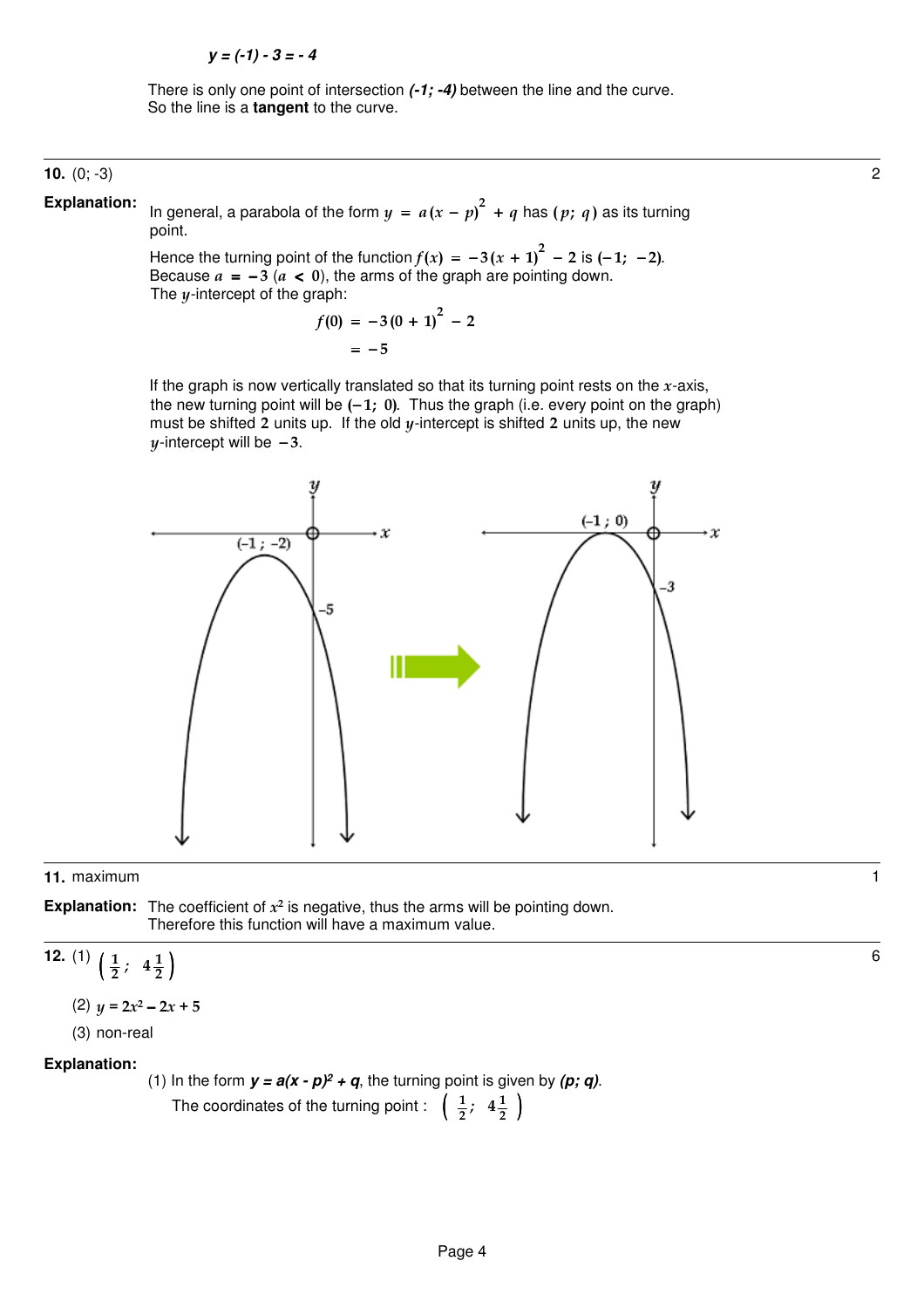$y = (-1) - 3 = -4$

There is only one point of intersection ***(-1; -4)*** between the line and the curve. So the line is a **tangent** to the curve.

---

**10.** (0; -3) 2

**Explanation:** In general, a parabola of the form $y = a(x - p)^2 + q$ has $(p; q)$ as its turning point.

Hence the turning point of the function $f(x) = -3(x + 1)^2 - 2$ is $(-1; -2)$.
Because $a = -3$ ($a < 0$), the arms of the graph are pointing down.
The $y$-intercept of the graph:

$$f(0) = -3(0 + 1)^2 - 2$$
$$= -5$$

If the graph is now vertically translated so that its turning point rests on the $x$-axis, the new turning point will be $(-1; 0)$. Thus the graph (i.e. every point on the graph) must be shifted $2$ units up. If the old $y$-intercept is shifted $2$ units up, the new $y$-intercept will be $-3$.

---

**11.** maximum 1

**Explanation:** The coefficient of $x^2$ is negative, thus the arms will be pointing down. Therefore this function will have a maximum value.

---

**12.** (1) $\left(\frac{1}{2}; \ 4\frac{1}{2}\right)$ 6

(2) $y = 2x^2 - 2x + 5$

(3) non-real

**Explanation:**

(1) In the form ***y = a(x - p)² + q***, the turning point is given by ***(p; q)***.

The coordinates of the turning point : $\left(\frac{1}{2}; \ 4\frac{1}{2}\right)$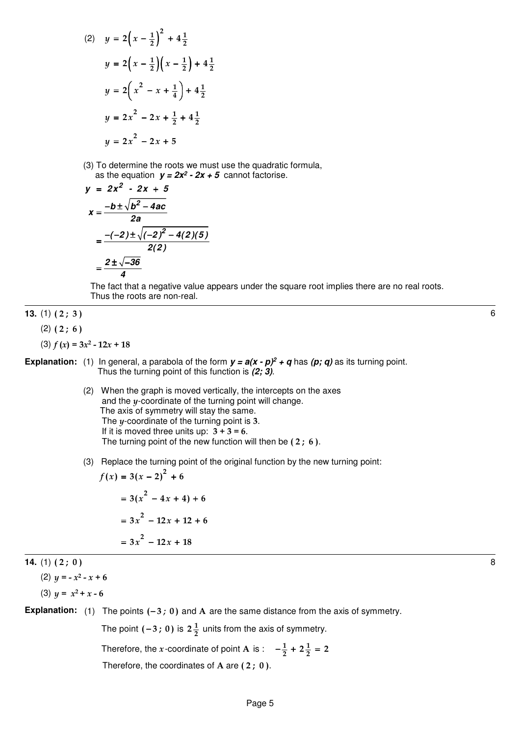(2) $y = 2\left(x - \frac{1}{2}\right)^2 + 4\frac{1}{2}$

$y = 2\left(x - \frac{1}{2}\right)\left(x - \frac{1}{2}\right) + 4\frac{1}{2}$

$y = 2\left(x^2 - x + \frac{1}{4}\right) + 4\frac{1}{2}$

$y = 2x^2 - 2x + \frac{1}{2} + 4\frac{1}{2}$

$y = 2x^2 - 2x + 5$

(3) To determine the roots we must use the quadratic formula, as the equation ***y = 2x² - 2x + 5*** cannot factorise.

$$y = 2x^2 - 2x + 5$$

$$x = \frac{-b \pm \sqrt{b^2 - 4ac}}{2a}$$

$$= \frac{-(-2) \pm \sqrt{(-2)^2 - 4(2)(5)}}{2(2)}$$

$$= \frac{2 \pm \sqrt{-36}}{4}$$

The fact that a negative value appears under the square root implies there are no real roots. Thus the roots are non-real.

---

**13.** (1) $(2\,;\,3)$ — 6

(2) $(2\,;\,6)$

(3) $f(x) = 3x^2 - 12x + 18$

**Explanation:** (1) In general, a parabola of the form ***y = a(x - p)² + q*** has ***(p; q)*** as its turning point. Thus the turning point of this function is ***(2; 3)***.

(2) When the graph is moved vertically, the intercepts on the axes and the $y$-coordinate of the turning point will change. The axis of symmetry will stay the same. The $y$-coordinate of the turning point is $3$. If it is moved three units up: $3 + 3 = 6$. The turning point of the new function will then be $(2\,;\,6)$.

(3) Replace the turning point of the original function by the new turning point:

$f(x) = 3(x - 2)^2 + 6$

$= 3(x^2 - 4x + 4) + 6$

$= 3x^2 - 12x + 12 + 6$

$= 3x^2 - 12x + 18$

---

**14.** (1) $(2\,;\,0)$ — 8

(2) $y = -x^2 - x + 6$

(3) $y = x^2 + x - 6$

**Explanation:** (1) The points $(-3\,;\,0)$ and $\mathbf{A}$ are the same distance from the axis of symmetry.

The point $(-3\,;\,0)$ is $2\frac{1}{2}$ units from the axis of symmetry.

Therefore, the $x$-coordinate of point $\mathbf{A}$ is : $-\frac{1}{2} + 2\frac{1}{2} = 2$

Therefore, the coordinates of $\mathbf{A}$ are $(2\,;\,0)$.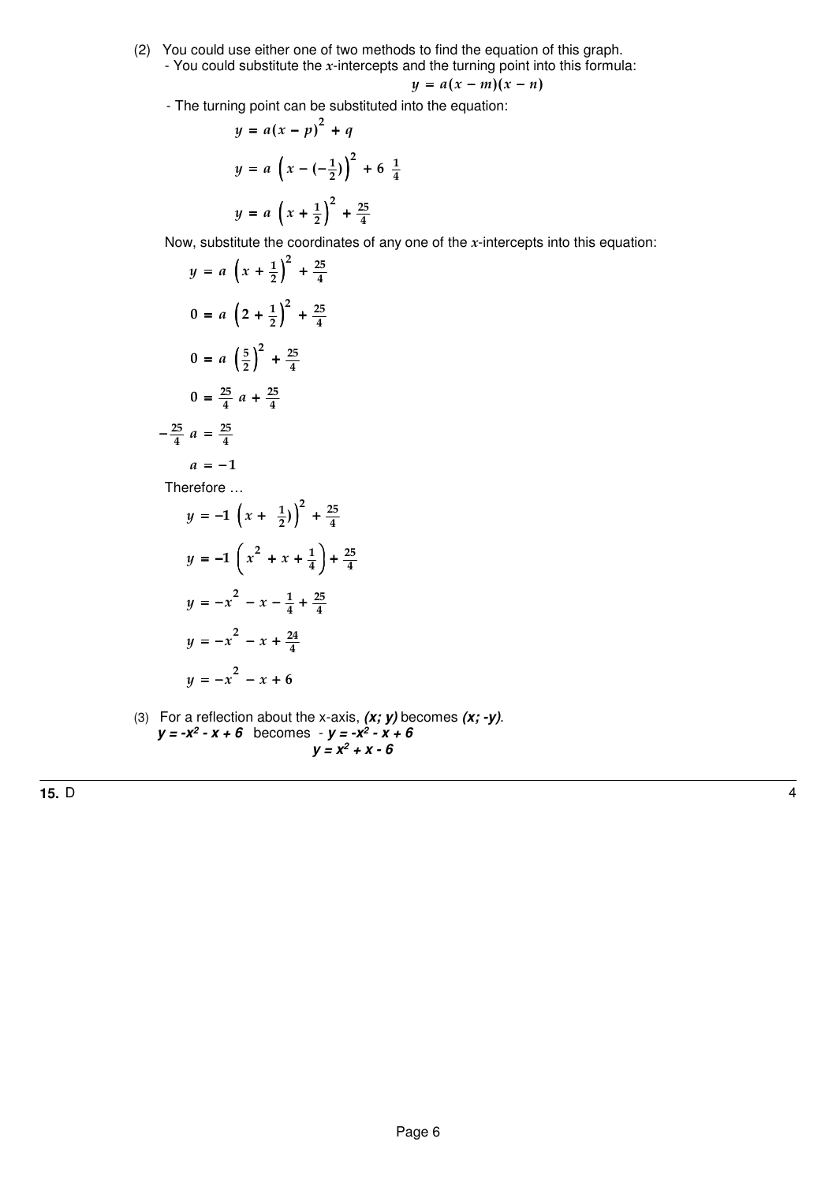(2) You could use either one of two methods to find the equation of this graph.

- You could substitute the $x$-intercepts and the turning point into this formula:

$$y = a(x - m)(x - n)$$

- The turning point can be substituted into the equation:

$$y = a(x - p)^2 + q$$

$$y = a\left(x - (-\tfrac{1}{2})\right)^2 + 6\ \tfrac{1}{4}$$

$$y = a\left(x + \tfrac{1}{2}\right)^2 + \tfrac{25}{4}$$

Now, substitute the coordinates of any one of the $x$-intercepts into this equation:

$$y = a\left(x + \tfrac{1}{2}\right)^2 + \tfrac{25}{4}$$

$$0 = a\left(2 + \tfrac{1}{2}\right)^2 + \tfrac{25}{4}$$

$$0 = a\left(\tfrac{5}{2}\right)^2 + \tfrac{25}{4}$$

$$0 = \tfrac{25}{4}a + \tfrac{25}{4}$$

$$-\tfrac{25}{4}a = \tfrac{25}{4}$$

$$a = -1$$

Therefore …

$$y = -1\left(x + \tfrac{1}{2})\right)^2 + \tfrac{25}{4}$$

$$y = -1\left(x^2 + x + \tfrac{1}{4}\right) + \tfrac{25}{4}$$

$$y = -x^2 - x - \tfrac{1}{4} + \tfrac{25}{4}$$

$$y = -x^2 - x + \tfrac{24}{4}$$

$$y = -x^2 - x + 6$$

(3) For a reflection about the x-axis, ***(x; y)*** becomes ***(x; -y)***.

$y = -x^2 - x + 6$ becomes $-y = -x^2 - x + 6$

$$y = x^2 + x - 6$$

---

**15.** D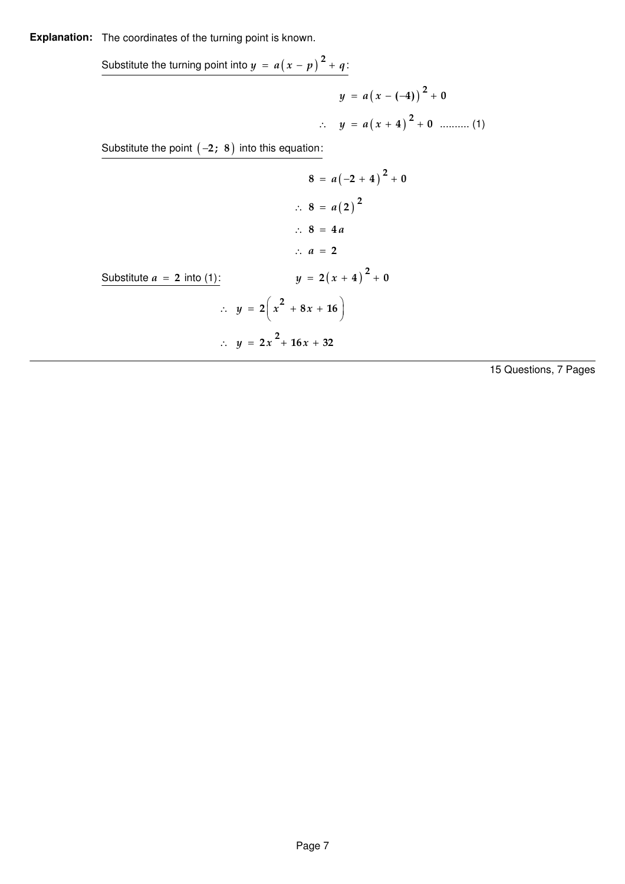**Explanation:** The coordinates of the turning point is known.

Substitute the turning point into $y = a(x - p)^2 + q$:

$$y = a(x - (-4))^2 + 0$$

$$\therefore \quad y = a(x + 4)^2 + 0 \quad \text{.......... (1)}$$

Substitute the point $(-2;\ 8)$ into this equation:

$$8 = a(-2 + 4)^2 + 0$$

$$\therefore\ 8 = a(2)^2$$

$$\therefore\ 8 = 4a$$

$$\therefore\ a = 2$$

Substitute $a = 2$ into (1): $\quad y = 2(x + 4)^2 + 0$

$$\therefore\ \ y = 2\left(x^2 + 8x + 16\right)$$

$$\therefore\ \ y = 2x^2 + 16x + 32$$

15 Questions, 7 Pages